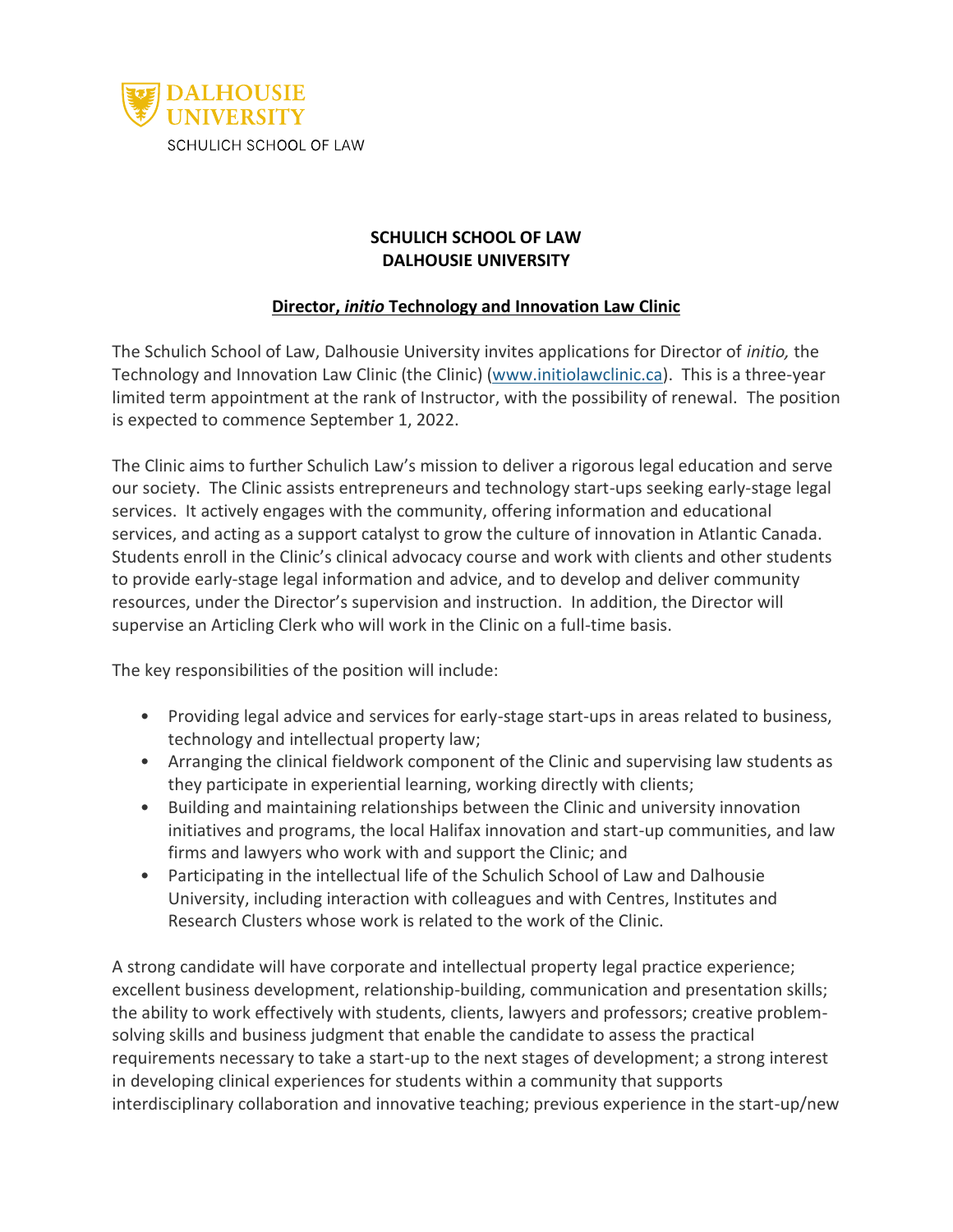DALHOUSIE UNIVERSITY
SCHULICH SCHOOL OF LAW

**SCHULICH SCHOOL OF LAW**
**DALHOUSIE UNIVERSITY**

## Director, *initio* Technology and Innovation Law Clinic

The Schulich School of Law, Dalhousie University invites applications for Director of *initio,* the Technology and Innovation Law Clinic (the Clinic) (www.initiolawclinic.ca). This is a three-year limited term appointment at the rank of Instructor, with the possibility of renewal. The position is expected to commence September 1, 2022.

The Clinic aims to further Schulich Law's mission to deliver a rigorous legal education and serve our society. The Clinic assists entrepreneurs and technology start-ups seeking early-stage legal services. It actively engages with the community, offering information and educational services, and acting as a support catalyst to grow the culture of innovation in Atlantic Canada. Students enroll in the Clinic's clinical advocacy course and work with clients and other students to provide early-stage legal information and advice, and to develop and deliver community resources, under the Director's supervision and instruction. In addition, the Director will supervise an Articling Clerk who will work in the Clinic on a full-time basis.

The key responsibilities of the position will include:

- Providing legal advice and services for early-stage start-ups in areas related to business, technology and intellectual property law;
- Arranging the clinical fieldwork component of the Clinic and supervising law students as they participate in experiential learning, working directly with clients;
- Building and maintaining relationships between the Clinic and university innovation initiatives and programs, the local Halifax innovation and start-up communities, and law firms and lawyers who work with and support the Clinic; and
- Participating in the intellectual life of the Schulich School of Law and Dalhousie University, including interaction with colleagues and with Centres, Institutes and Research Clusters whose work is related to the work of the Clinic.

A strong candidate will have corporate and intellectual property legal practice experience; excellent business development, relationship-building, communication and presentation skills; the ability to work effectively with students, clients, lawyers and professors; creative problem-solving skills and business judgment that enable the candidate to assess the practical requirements necessary to take a start-up to the next stages of development; a strong interest in developing clinical experiences for students within a community that supports interdisciplinary collaboration and innovative teaching; previous experience in the start-up/new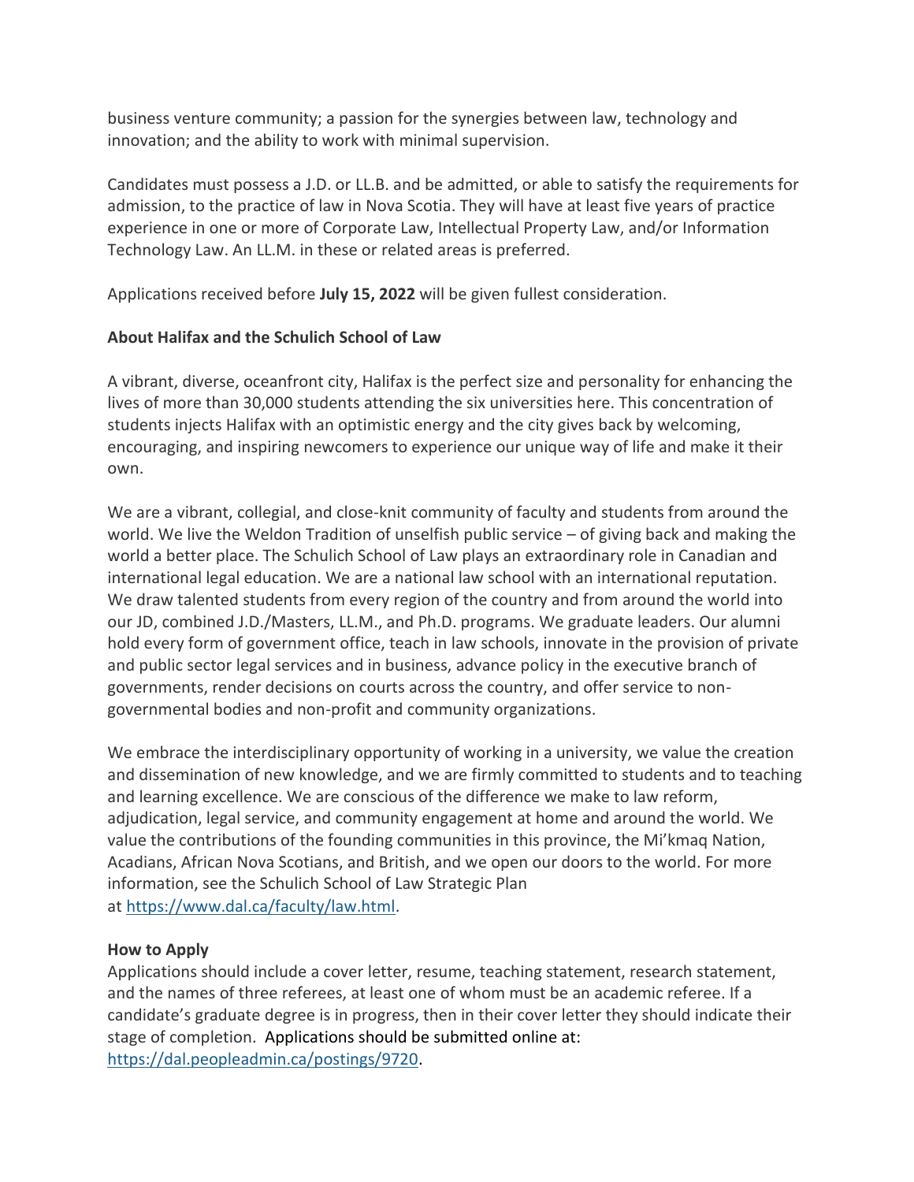business venture community; a passion for the synergies between law, technology and innovation; and the ability to work with minimal supervision.

Candidates must possess a J.D. or LL.B. and be admitted, or able to satisfy the requirements for admission, to the practice of law in Nova Scotia. They will have at least five years of practice experience in one or more of Corporate Law, Intellectual Property Law, and/or Information Technology Law. An LL.M. in these or related areas is preferred.

Applications received before **July 15, 2022** will be given fullest consideration.

**About Halifax and the Schulich School of Law**

A vibrant, diverse, oceanfront city, Halifax is the perfect size and personality for enhancing the lives of more than 30,000 students attending the six universities here. This concentration of students injects Halifax with an optimistic energy and the city gives back by welcoming, encouraging, and inspiring newcomers to experience our unique way of life and make it their own.

We are a vibrant, collegial, and close-knit community of faculty and students from around the world. We live the Weldon Tradition of unselfish public service – of giving back and making the world a better place. The Schulich School of Law plays an extraordinary role in Canadian and international legal education. We are a national law school with an international reputation. We draw talented students from every region of the country and from around the world into our JD, combined J.D./Masters, LL.M., and Ph.D. programs. We graduate leaders. Our alumni hold every form of government office, teach in law schools, innovate in the provision of private and public sector legal services and in business, advance policy in the executive branch of governments, render decisions on courts across the country, and offer service to non-governmental bodies and non-profit and community organizations.

We embrace the interdisciplinary opportunity of working in a university, we value the creation and dissemination of new knowledge, and we are firmly committed to students and to teaching and learning excellence. We are conscious of the difference we make to law reform, adjudication, legal service, and community engagement at home and around the world. We value the contributions of the founding communities in this province, the Mi'kmaq Nation, Acadians, African Nova Scotians, and British, and we open our doors to the world. For more information, see the Schulich School of Law Strategic Plan at https://www.dal.ca/faculty/law.html.

**How to Apply**

Applications should include a cover letter, resume, teaching statement, research statement, and the names of three referees, at least one of whom must be an academic referee. If a candidate's graduate degree is in progress, then in their cover letter they should indicate their stage of completion. Applications should be submitted online at: https://dal.peopleadmin.ca/postings/9720.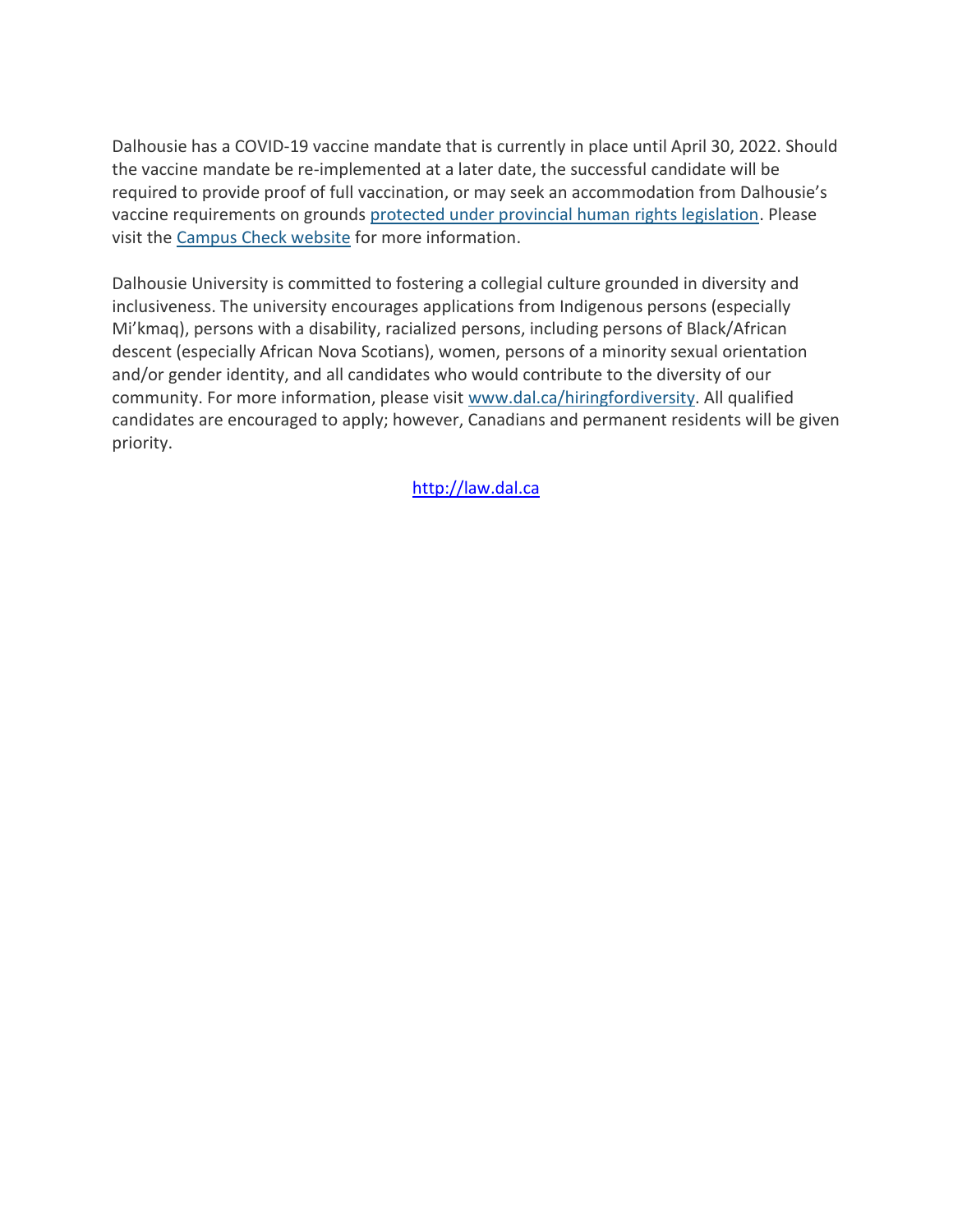Dalhousie has a COVID-19 vaccine mandate that is currently in place until April 30, 2022. Should the vaccine mandate be re-implemented at a later date, the successful candidate will be required to provide proof of full vaccination, or may seek an accommodation from Dalhousie's vaccine requirements on grounds protected under provincial human rights legislation. Please visit the Campus Check website for more information.

Dalhousie University is committed to fostering a collegial culture grounded in diversity and inclusiveness. The university encourages applications from Indigenous persons (especially Mi'kmaq), persons with a disability, racialized persons, including persons of Black/African descent (especially African Nova Scotians), women, persons of a minority sexual orientation and/or gender identity, and all candidates who would contribute to the diversity of our community. For more information, please visit www.dal.ca/hiringfordiversity. All qualified candidates are encouraged to apply; however, Canadians and permanent residents will be given priority.

http://law.dal.ca